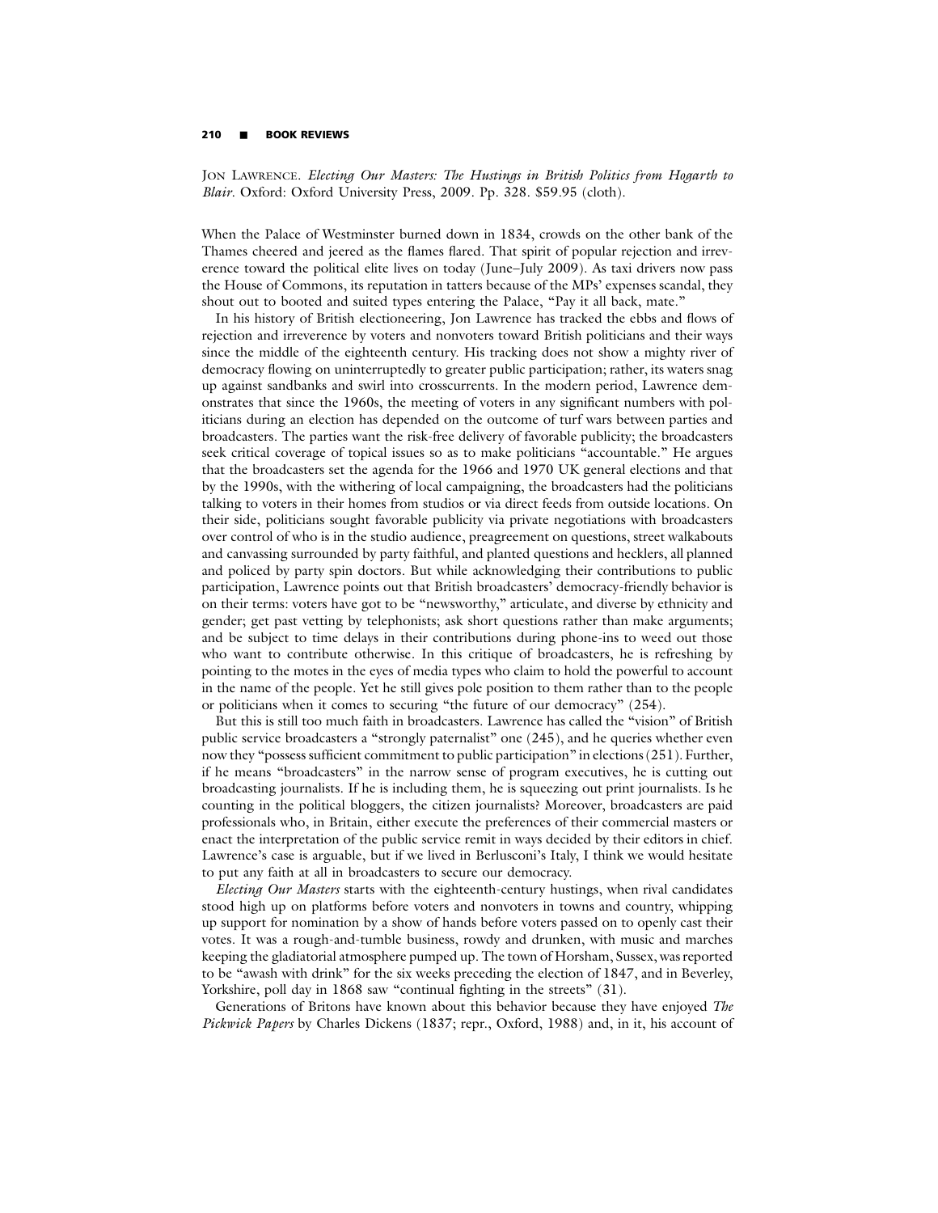Jon Lawrence. *Electing Our Masters: The Hustings in British Politics from Hogarth to Blair*. Oxford: Oxford University Press, 2009. Pp. 328. $59.95 (cloth).

When the Palace of Westminster burned down in 1834, crowds on the other bank of the Thames cheered and jeered as the flames flared. That spirit of popular rejection and irreverence toward the political elite lives on today (June–July 2009). As taxi drivers now pass the House of Commons, its reputation in tatters because of the MPs' expenses scandal, they shout out to booted and suited types entering the Palace, "Pay it all back, mate."

In his history of British electioneering, Jon Lawrence has tracked the ebbs and flows of rejection and irreverence by voters and nonvoters toward British politicians and their ways since the middle of the eighteenth century. His tracking does not show a mighty river of democracy flowing on uninterruptedly to greater public participation; rather, its waters snag up against sandbanks and swirl into crosscurrents. In the modern period, Lawrence demonstrates that since the 1960s, the meeting of voters in any significant numbers with politicians during an election has depended on the outcome of turf wars between parties and broadcasters. The parties want the risk-free delivery of favorable publicity; the broadcasters seek critical coverage of topical issues so as to make politicians "accountable." He argues that the broadcasters set the agenda for the 1966 and 1970 UK general elections and that by the 1990s, with the withering of local campaigning, the broadcasters had the politicians talking to voters in their homes from studios or via direct feeds from outside locations. On their side, politicians sought favorable publicity via private negotiations with broadcasters over control of who is in the studio audience, preagreement on questions, street walkabouts and canvassing surrounded by party faithful, and planted questions and hecklers, all planned and policed by party spin doctors. But while acknowledging their contributions to public participation, Lawrence points out that British broadcasters' democracy-friendly behavior is on their terms: voters have got to be "newsworthy," articulate, and diverse by ethnicity and gender; get past vetting by telephonists; ask short questions rather than make arguments; and be subject to time delays in their contributions during phone-ins to weed out those who want to contribute otherwise. In this critique of broadcasters, he is refreshing by pointing to the motes in the eyes of media types who claim to hold the powerful to account in the name of the people. Yet he still gives pole position to them rather than to the people or politicians when it comes to securing "the future of our democracy" (254).

But this is still too much faith in broadcasters. Lawrence has called the "vision" of British public service broadcasters a "strongly paternalist" one (245), and he queries whether even now they "possess sufficient commitment to public participation" in elections (251). Further, if he means "broadcasters" in the narrow sense of program executives, he is cutting out broadcasting journalists. If he is including them, he is squeezing out print journalists. Is he counting in the political bloggers, the citizen journalists? Moreover, broadcasters are paid professionals who, in Britain, either execute the preferences of their commercial masters or enact the interpretation of the public service remit in ways decided by their editors in chief. Lawrence's case is arguable, but if we lived in Berlusconi's Italy, I think we would hesitate to put any faith at all in broadcasters to secure our democracy.

*Electing Our Masters* starts with the eighteenth-century hustings, when rival candidates stood high up on platforms before voters and nonvoters in towns and country, whipping up support for nomination by a show of hands before voters passed on to openly cast their votes. It was a rough-and-tumble business, rowdy and drunken, with music and marches keeping the gladiatorial atmosphere pumped up. The town of Horsham, Sussex, was reported to be "awash with drink" for the six weeks preceding the election of 1847, and in Beverley, Yorkshire, poll day in 1868 saw "continual fighting in the streets" (31).

Generations of Britons have known about this behavior because they have enjoyed *The Pickwick Papers* by Charles Dickens (1837; repr., Oxford, 1988) and, in it, his account of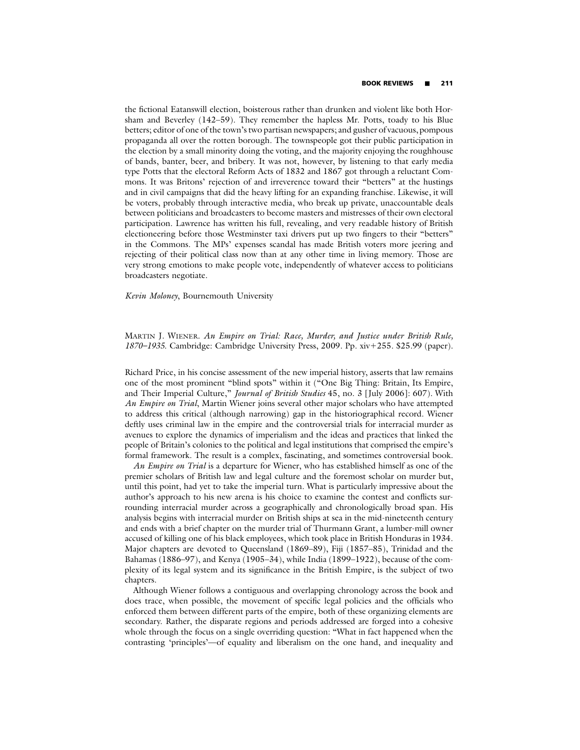the fictional Eatanswill election, boisterous rather than drunken and violent like both Horsham and Beverley (142–59). They remember the hapless Mr. Potts, toady to his Blue betters; editor of one of the town's two partisan newspapers; and gusher of vacuous, pompous propaganda all over the rotten borough. The townspeople got their public participation in the election by a small minority doing the voting, and the majority enjoying the roughhouse of bands, banter, beer, and bribery. It was not, however, by listening to that early media type Potts that the electoral Reform Acts of 1832 and 1867 got through a reluctant Commons. It was Britons' rejection of and irreverence toward their "betters" at the hustings and in civil campaigns that did the heavy lifting for an expanding franchise. Likewise, it will be voters, probably through interactive media, who break up private, unaccountable deals between politicians and broadcasters to become masters and mistresses of their own electoral participation. Lawrence has written his full, revealing, and very readable history of British electioneering before those Westminster taxi drivers put up two fingers to their "betters" in the Commons. The MPs' expenses scandal has made British voters more jeering and rejecting of their political class now than at any other time in living memory. Those are very strong emotions to make people vote, independently of whatever access to politicians broadcasters negotiate.

*Kevin Moloney*, Bournemouth University

MARTIN J. WIENER. *An Empire on Trial: Race, Murder, and Justice under British Rule, 1870–1935*. Cambridge: Cambridge University Press, 2009. Pp. xiv+255. $25.99 (paper).

Richard Price, in his concise assessment of the new imperial history, asserts that law remains one of the most prominent "blind spots" within it ("One Big Thing: Britain, Its Empire, and Their Imperial Culture," *Journal of British Studies* 45, no. 3 [July 2006]: 607). With *An Empire on Trial*, Martin Wiener joins several other major scholars who have attempted to address this critical (although narrowing) gap in the historiographical record. Wiener deftly uses criminal law in the empire and the controversial trials for interracial murder as avenues to explore the dynamics of imperialism and the ideas and practices that linked the people of Britain's colonies to the political and legal institutions that comprised the empire's formal framework. The result is a complex, fascinating, and sometimes controversial book.

*An Empire on Trial* is a departure for Wiener, who has established himself as one of the premier scholars of British law and legal culture and the foremost scholar on murder but, until this point, had yet to take the imperial turn. What is particularly impressive about the author's approach to his new arena is his choice to examine the contest and conflicts surrounding interracial murder across a geographically and chronologically broad span. His analysis begins with interracial murder on British ships at sea in the mid-nineteenth century and ends with a brief chapter on the murder trial of Thurmann Grant, a lumber-mill owner accused of killing one of his black employees, which took place in British Honduras in 1934. Major chapters are devoted to Queensland (1869–89), Fiji (1857–85), Trinidad and the Bahamas (1886–97), and Kenya (1905–34), while India (1899–1922), because of the complexity of its legal system and its significance in the British Empire, is the subject of two chapters.

Although Wiener follows a contiguous and overlapping chronology across the book and does trace, when possible, the movement of specific legal policies and the officials who enforced them between different parts of the empire, both of these organizing elements are secondary. Rather, the disparate regions and periods addressed are forged into a cohesive whole through the focus on a single overriding question: "What in fact happened when the contrasting 'principles'—of equality and liberalism on the one hand, and inequality and